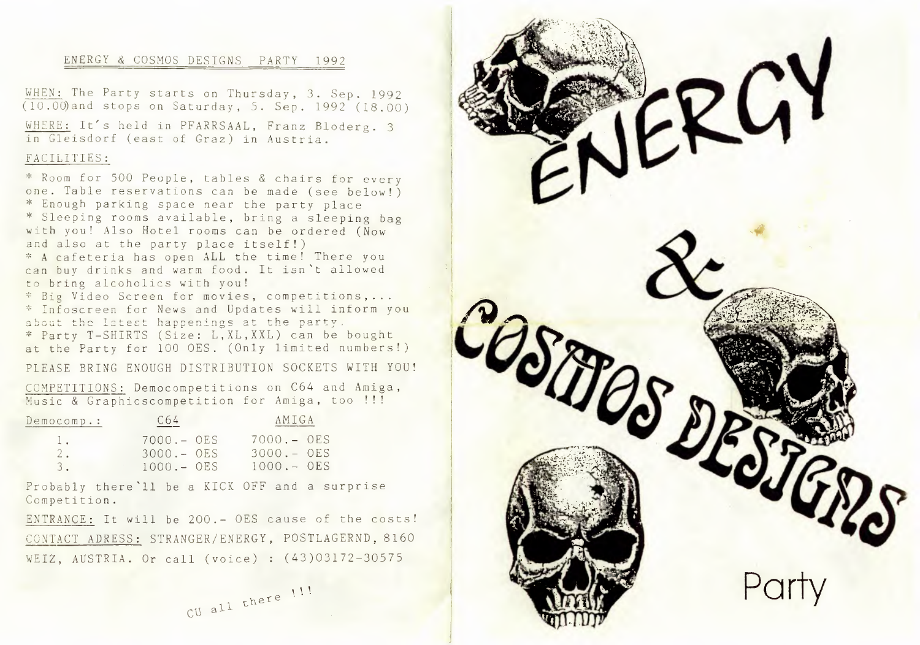# ENERGY & COSMOS DESIGNS PARTY 1992

WHEN: The Party starts on Thursday, 3. Sep. 1992 (10.00)and stops on Saturday, 5. Sep. 1992 (18.00)

WHERE: It's held in PFARRSAAL, Franz Bloderg. 3 in Gleisdorf (east of Graz) in Austria.

## FACILITIES:

* Room for 500 People, tables & chairs for every one. Table reservations can be made (see below!)
* Enough parking space near the party place
* Sleeping rooms available, bring a sleeping bag with you! Also Hotel rooms can be ordered (Now and also at the party place itself!)
* A cafeteria has open ALL the time! There you can buy drinks and warm food. It isn't allowed to bring alcoholics with you!
* Big Video Screen for movies, competitions,...
* Infoscreen for News and Updates will inform you about the latest happenings at the party.
* Party T-SHIRTS (Size: L,XL,XXL) can be bought at the Party for 100 OES. (Only limited numbers!)

PLEASE BRING ENOUGH DISTRIBUTION SOCKETS WITH YOU!

COMPETITIONS: Democompetitions on C64 and Amiga, Music & Graphicscompetition for Amiga, too !!!

| Democomp.: | C64 | AMIGA |
|---|---|---|
| 1. | 7000.- OES | 7000.- OES |
| 2. | 3000.- OES | 3000.- OES |
| 3. | 1000.- OES | 1000.- OES |

Probably there'll be a KICK OFF and a surprise Competition.

ENTRANCE: It will be 200.- OES cause of the costs!

CONTACT ADRESS: STRANGER/ENERGY, POSTLAGERND, 8160 WEIZ, AUSTRIA. Or call (voice) : (43)03172-30575

CU all there !!!

# ENERGY & COSMOS DESIGNS

Party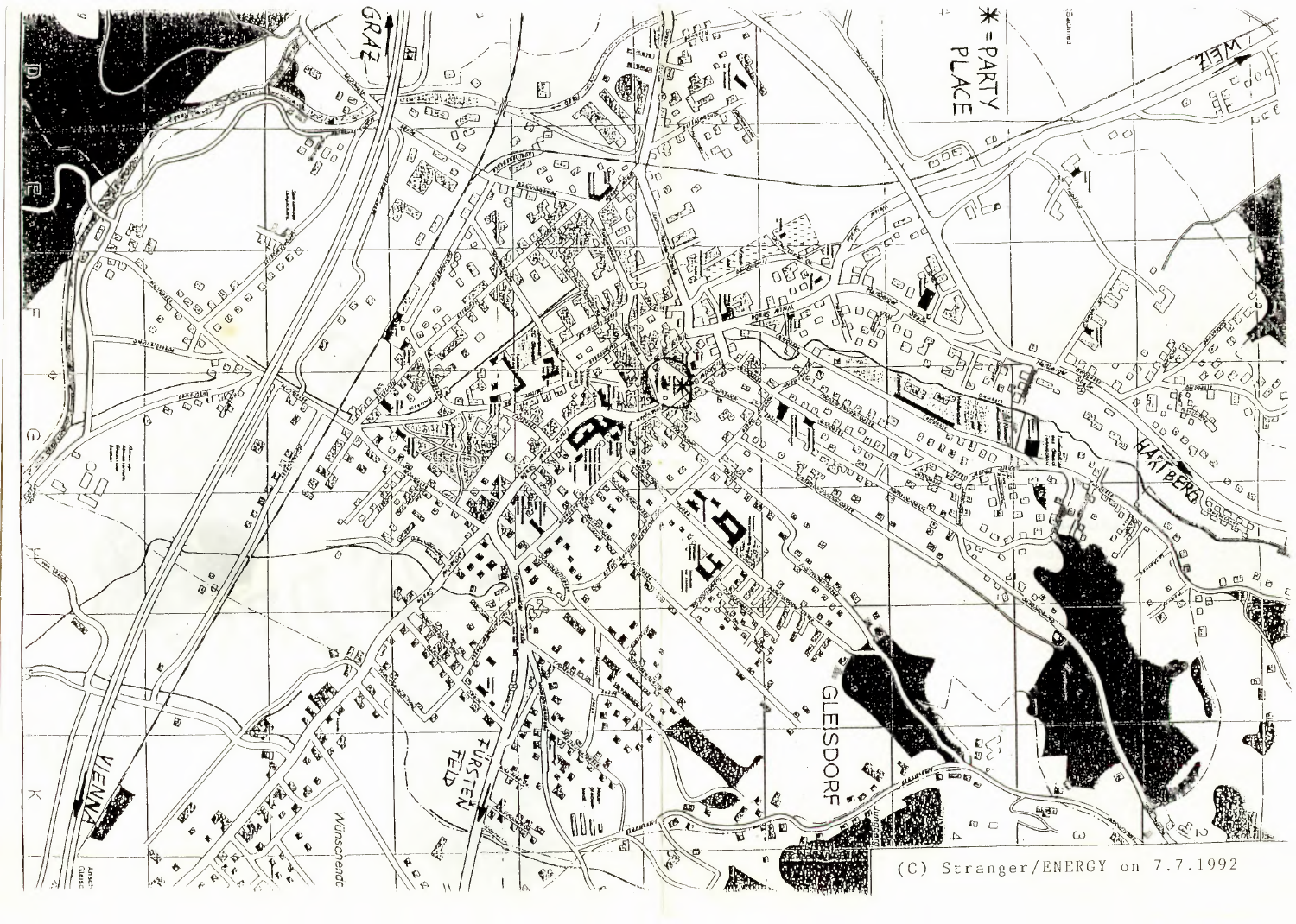* = PARTY PLACE

GRAZ

WEIZ

HARTBERG

GLEISDORF

FÜRSTENFELD

VIENNA

(C) Stranger/ENERGY on 7.7.1992